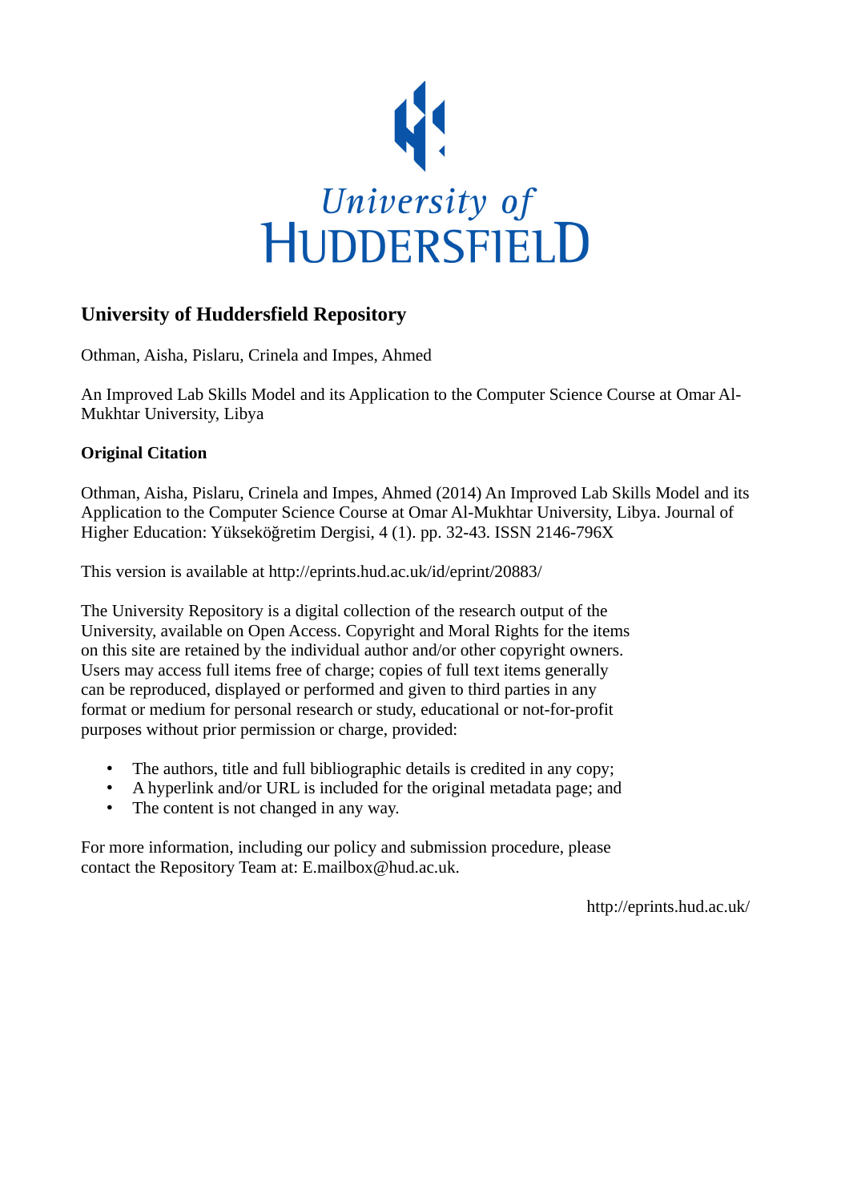University of HUDDERSFIELD

# University of Huddersfield Repository

Othman, Aisha, Pislaru, Crinela and Impes, Ahmed

An Improved Lab Skills Model and its Application to the Computer Science Course at Omar Al-Mukhtar University, Libya

## Original Citation

Othman, Aisha, Pislaru, Crinela and Impes, Ahmed (2014) An Improved Lab Skills Model and its Application to the Computer Science Course at Omar Al-Mukhtar University, Libya. Journal of Higher Education: Yükseköğretim Dergisi, 4 (1). pp. 32-43. ISSN 2146-796X

This version is available at http://eprints.hud.ac.uk/id/eprint/20883/

The University Repository is a digital collection of the research output of the University, available on Open Access. Copyright and Moral Rights for the items on this site are retained by the individual author and/or other copyright owners. Users may access full items free of charge; copies of full text items generally can be reproduced, displayed or performed and given to third parties in any format or medium for personal research or study, educational or not-for-profit purposes without prior permission or charge, provided:

- The authors, title and full bibliographic details is credited in any copy;
- A hyperlink and/or URL is included for the original metadata page; and
- The content is not changed in any way.

For more information, including our policy and submission procedure, please contact the Repository Team at: E.mailbox@hud.ac.uk.

http://eprints.hud.ac.uk/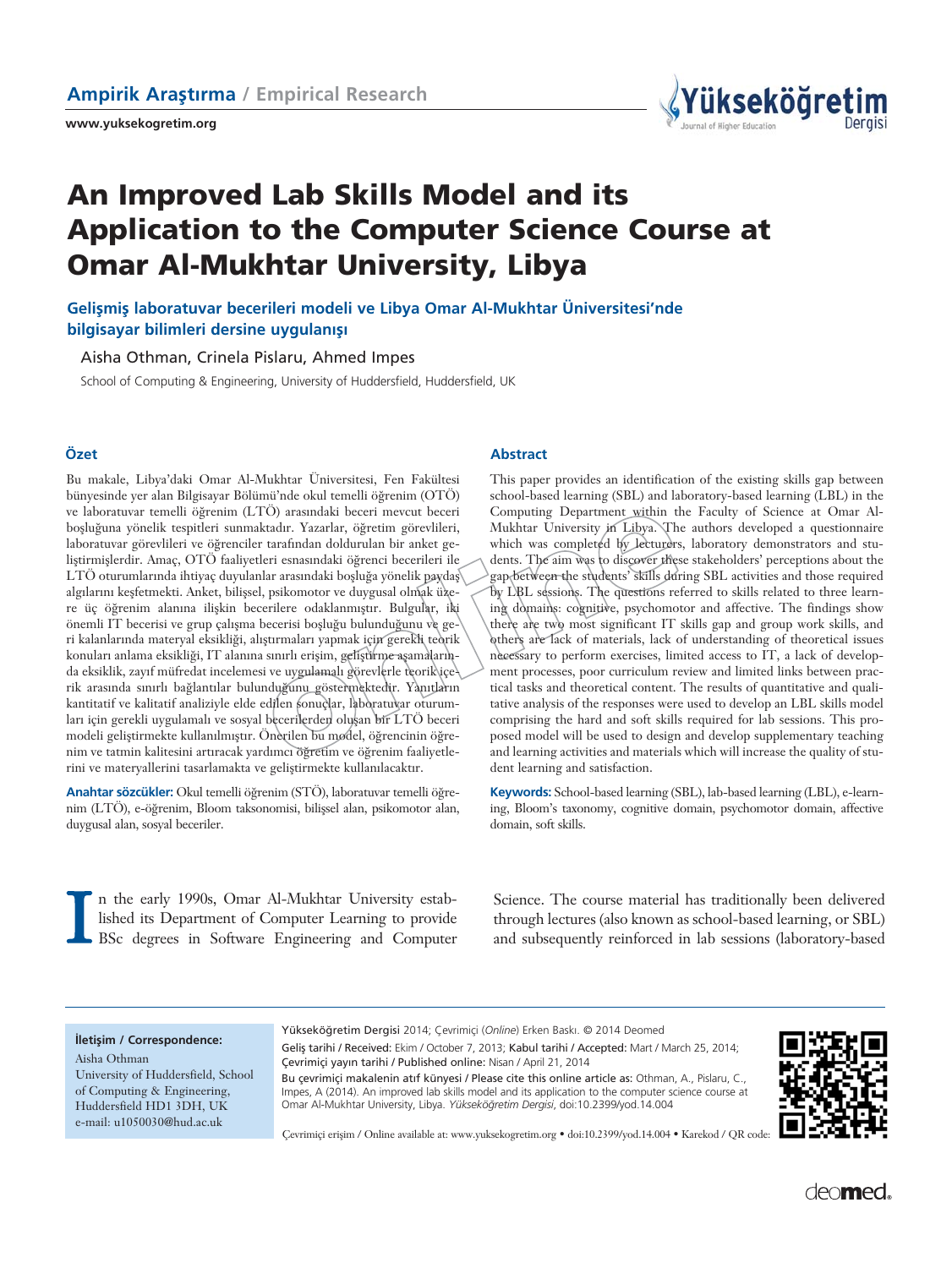Ampirik Araştırma / Empirical Research

# An Improved Lab Skills Model and its Application to the Computer Science Course at Omar Al-Mukhtar University, Libya

## Gelişmiş laboratuvar becerileri modeli ve Libya Omar Al-Mukhtar Üniversitesi'nde bilgisayar bilimleri dersine uygulanışı

Aisha Othman, Crinela Pislaru, Ahmed Impes

School of Computing & Engineering, University of Huddersfield, Huddersfield, UK

### Özet

Bu makale, Libya'daki Omar Al-Mukhtar Üniversitesi, Fen Fakültesi bünyesinde yer alan Bilgisayar Bölümü'nde okul temelli öğrenim (OTÖ) ve laboratuvar temelli öğrenim (LTÖ) arasındaki beceri mevcut beceri boşluğuna yönelik tespitleri sunmaktadır. Yazarlar, öğretim görevlileri, laboratuvar görevlileri ve öğrenciler tarafından doldurulan bir anket geliştirmişlerdir. Amaç, OTÖ faaliyetleri esnasındaki öğrenci becerileri ile LTÖ oturumlarında ihtiyaç duyulanlar arasındaki boşluğa yönelik paydaş algılarını keşfetmekti. Anket, bilişsel, psikomotor ve duygusal olmak üzere üç öğrenim alanına ilişkin becerilere odaklanmıştır. Bulgular, iki önemli IT becerisi ve grup çalışma becerisi boşluğu bulunduğunu ve geri kalanlarında materyal eksikliği, alıştırmaları yapmak için gerekli teorik konuları anlama eksikliği, IT alanına sınırlı erişim, geliştirme aşamalarında eksiklik, zayıf müfredat incelemesi ve uygulamalı görevlerle teorik içerik arasında sınırlı bağlantılar bulunduğunu göstermektedir. Yanıtların kantitatif ve kalitatif analiziyle elde edilen sonuçlar, laboratuvar oturumları için gerekli uygulamalı ve sosyal becerilerden oluşan bir LTÖ beceri modeli geliştirmekte kullanılmıştır. Önerilen bu model, öğrencinin öğrenim ve tatmin kalitesini artıracak yardımcı öğretim ve öğrenim faaliyetlerini ve materyallerini tasarlamakta ve geliştirmekte kullanılacaktır.

**Anahtar sözcükler:** Okul temelli öğrenim (STÖ), laboratuvar temelli öğrenim (LTÖ), e-öğrenim, Bloom taksonomisi, bilişsel alan, psikomotor alan, duygusal alan, sosyal beceriler.

### Abstract

This paper provides an identification of the existing skills gap between school-based learning (SBL) and laboratory-based learning (LBL) in the Computing Department within the Faculty of Science at Omar Al-Mukhtar University in Libya. The authors developed a questionnaire which was completed by lecturers, laboratory demonstrators and students. The aim was to discover these stakeholders' perceptions about the gap between the students' skills during SBL activities and those required by LBL sessions. The questions referred to skills related to three learning domains: cognitive, psychomotor and affective. The findings show there are two most significant IT skills gap and group work skills, and others are lack of materials, lack of understanding of theoretical issues necessary to perform exercises, limited access to IT, a lack of development processes, poor curriculum review and limited links between practical tasks and theoretical content. The results of quantitative and qualitative analysis of the responses were used to develop an LBL skills model comprising the hard and soft skills required for lab sessions. This proposed model will be used to design and develop supplementary teaching and learning activities and materials which will increase the quality of student learning and satisfaction.

**Keywords:** School-based learning (SBL), lab-based learning (LBL), e-learning, Bloom's taxonomy, cognitive domain, psychomotor domain, affective domain, soft skills.

In the early 1990s, Omar Al-Mukhtar University established its Department of Computer Learning to provide BSc degrees in Software Engineering and Computer Science. The course material has traditionally been delivered through lectures (also known as school-based learning, or SBL) and subsequently reinforced in lab sessions (laboratory-based

---

**İletişim / Correspondence:**
Aisha Othman
University of Huddersfield, School of Computing & Engineering, Huddersfield HD1 3DH, UK
e-mail: u1050030@hud.ac.uk

Yükseköğretim Dergisi 2014; Çevrimiçi (*Online*) Erken Baskı. © 2014 Deomed
Geliş tarihi / Received: Ekim / October 7, 2013; Kabul tarihi / Accepted: Mart / March 25, 2014;
Çevrimiçi yayın tarihi / Published online: Nisan / April 21, 2014
Bu çevrimiçi makalenin atıf künyesi / Please cite this online article as: Othman, A., Pislaru, C., Impes, A (2014). An improved lab skills model and its application to the computer science course at Omar Al-Mukhtar University, Libya. *Yükseköğretim Dergisi*, doi:10.2399/yod.14.004

Çevrimiçi erişim / Online available at: www.yuksekogretim.org • doi:10.2399/yod.14.004 • Karekod / QR code: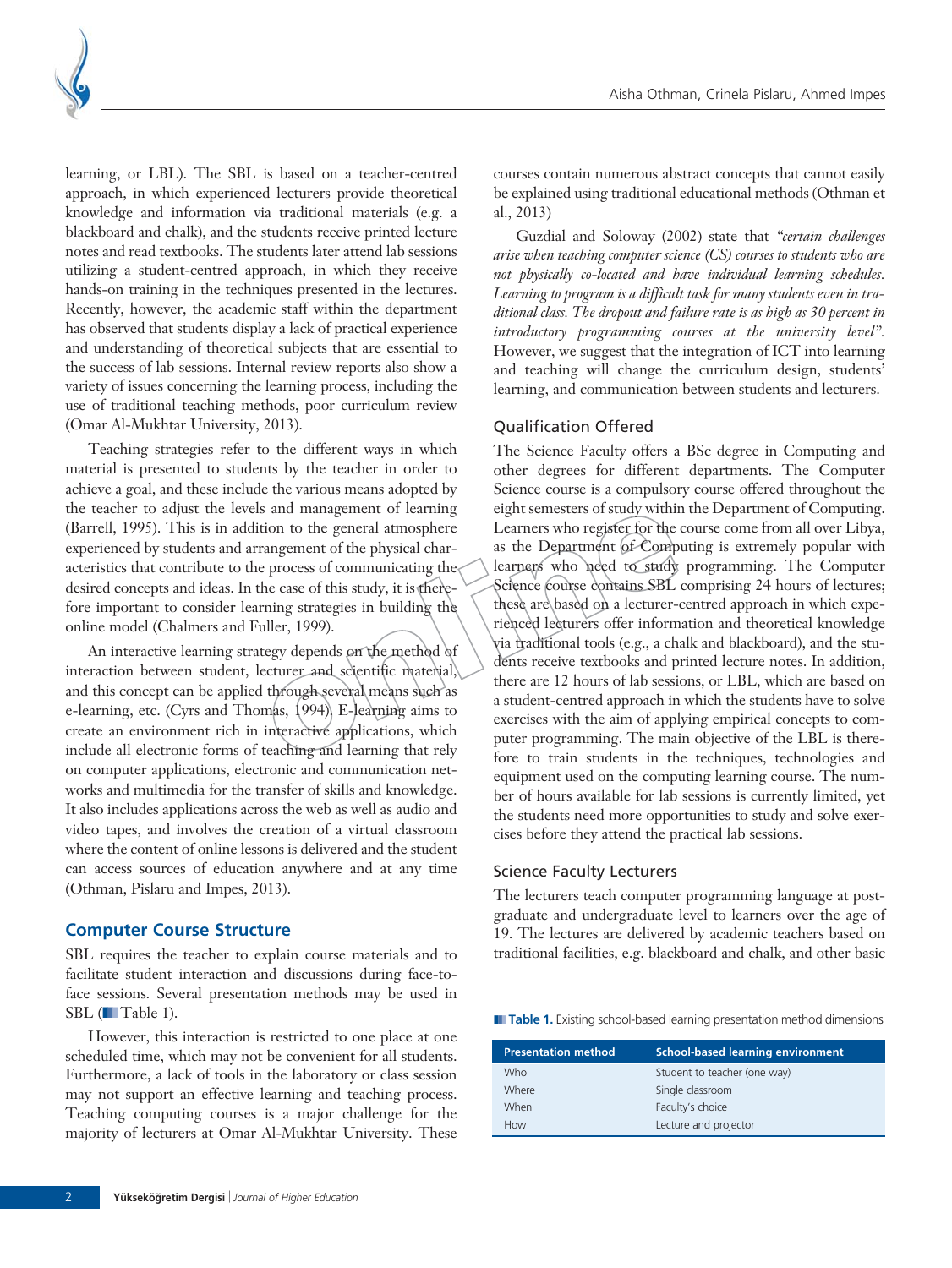learning, or LBL). The SBL is based on a teacher-centred approach, in which experienced lecturers provide theoretical knowledge and information via traditional materials (e.g. a blackboard and chalk), and the students receive printed lecture notes and read textbooks. The students later attend lab sessions utilizing a student-centred approach, in which they receive hands-on training in the techniques presented in the lectures. Recently, however, the academic staff within the department has observed that students display a lack of practical experience and understanding of theoretical subjects that are essential to the success of lab sessions. Internal review reports also show a variety of issues concerning the learning process, including the use of traditional teaching methods, poor curriculum review (Omar Al-Mukhtar University, 2013).

Teaching strategies refer to the different ways in which material is presented to students by the teacher in order to achieve a goal, and these include the various means adopted by the teacher to adjust the levels and management of learning (Barrell, 1995). This is in addition to the general atmosphere experienced by students and arrangement of the physical characteristics that contribute to the process of communicating the desired concepts and ideas. In the case of this study, it is therefore important to consider learning strategies in building the online model (Chalmers and Fuller, 1999).

An interactive learning strategy depends on the method of interaction between student, lecturer and scientific material, and this concept can be applied through several means such as e-learning, etc. (Cyrs and Thomas, 1994). E-learning aims to create an environment rich in interactive applications, which include all electronic forms of teaching and learning that rely on computer applications, electronic and communication networks and multimedia for the transfer of skills and knowledge. It also includes applications across the web as well as audio and video tapes, and involves the creation of a virtual classroom where the content of online lessons is delivered and the student can access sources of education anywhere and at any time (Othman, Pislaru and Impes, 2013).

## Computer Course Structure

SBL requires the teacher to explain course materials and to facilitate student interaction and discussions during face-to-face sessions. Several presentation methods may be used in SBL (Table 1).

However, this interaction is restricted to one place at one scheduled time, which may not be convenient for all students. Furthermore, a lack of tools in the laboratory or class session may not support an effective learning and teaching process. Teaching computing courses is a major challenge for the majority of lecturers at Omar Al-Mukhtar University. These courses contain numerous abstract concepts that cannot easily be explained using traditional educational methods (Othman et al., 2013)

Guzdial and Soloway (2002) state that *"certain challenges arise when teaching computer science (CS) courses to students who are not physically co-located and have individual learning schedules. Learning to program is a difficult task for many students even in traditional class. The dropout and failure rate is as high as 30 percent in introductory programming courses at the university level"*. However, we suggest that the integration of ICT into learning and teaching will change the curriculum design, students' learning, and communication between students and lecturers.

### Qualification Offered

The Science Faculty offers a BSc degree in Computing and other degrees for different departments. The Computer Science course is a compulsory course offered throughout the eight semesters of study within the Department of Computing. Learners who register for the course come from all over Libya, as the Department of Computing is extremely popular with learners who need to study programming. The Computer Science course contains SBL comprising 24 hours of lectures; these are based on a lecturer-centred approach in which experienced lecturers offer information and theoretical knowledge via traditional tools (e.g., a chalk and blackboard), and the students receive textbooks and printed lecture notes. In addition, there are 12 hours of lab sessions, or LBL, which are based on a student-centred approach in which the students have to solve exercises with the aim of applying empirical concepts to computer programming. The main objective of the LBL is therefore to train students in the techniques, technologies and equipment used on the computing learning course. The number of hours available for lab sessions is currently limited, yet the students need more opportunities to study and solve exercises before they attend the practical lab sessions.

### Science Faculty Lecturers

The lecturers teach computer programming language at postgraduate and undergraduate level to learners over the age of 19. The lectures are delivered by academic teachers based on traditional facilities, e.g. blackboard and chalk, and other basic

**Table 1.** Existing school-based learning presentation method dimensions

| Presentation method | School-based learning environment |
|---|---|
| Who | Student to teacher (one way) |
| Where | Single classroom |
| When | Faculty's choice |
| How | Lecture and projector |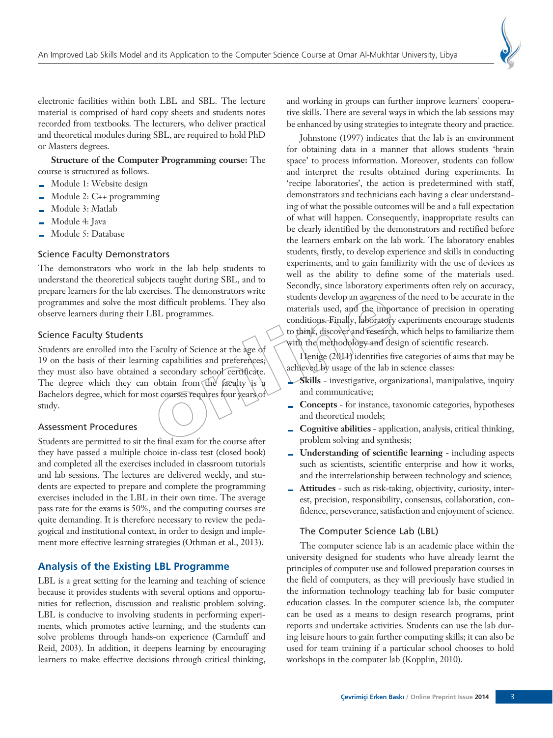electronic facilities within both LBL and SBL. The lecture material is comprised of hard copy sheets and students notes recorded from textbooks. The lecturers, who deliver practical and theoretical modules during SBL, are required to hold PhD or Masters degrees.

**Structure of the Computer Programming course:** The course is structured as follows.

- Module 1: Website design
- Module 2: C++ programming
- Module 3: Matlab
- Module 4: Java
- Module 5: Database

### Science Faculty Demonstrators

The demonstrators who work in the lab help students to understand the theoretical subjects taught during SBL, and to prepare learners for the lab exercises. The demonstrators write programmes and solve the most difficult problems. They also observe learners during their LBL programmes.

### Science Faculty Students

Students are enrolled into the Faculty of Science at the age of 19 on the basis of their learning capabilities and preferences; they must also have obtained a secondary school certificate. The degree which they can obtain from the faculty is a Bachelors degree, which for most courses requires four years of study.

### Assessment Procedures

Students are permitted to sit the final exam for the course after they have passed a multiple choice in-class test (closed book) and completed all the exercises included in classroom tutorials and lab sessions. The lectures are delivered weekly, and students are expected to prepare and complete the programming exercises included in the LBL in their own time. The average pass rate for the exams is 50%, and the computing courses are quite demanding. It is therefore necessary to review the pedagogical and institutional context, in order to design and implement more effective learning strategies (Othman et al., 2013).

## Analysis of the Existing LBL Programme

LBL is a great setting for the learning and teaching of science because it provides students with several options and opportunities for reflection, discussion and realistic problem solving. LBL is conducive to involving students in performing experiments, which promotes active learning, and the students can solve problems through hands-on experience (Carnduff and Reid, 2003). In addition, it deepens learning by encouraging learners to make effective decisions through critical thinking, and working in groups can further improve learners' cooperative skills. There are several ways in which the lab sessions may be enhanced by using strategies to integrate theory and practice.

Johnstone (1997) indicates that the lab is an environment for obtaining data in a manner that allows students 'brain space' to process information. Moreover, students can follow and interpret the results obtained during experiments. In 'recipe laboratories', the action is predetermined with staff, demonstrators and technicians each having a clear understanding of what the possible outcomes will be and a full expectation of what will happen. Consequently, inappropriate results can be clearly identified by the demonstrators and rectified before the learners embark on the lab work. The laboratory enables students, firstly, to develop experience and skills in conducting experiments, and to gain familiarity with the use of devices as well as the ability to define some of the materials used. Secondly, since laboratory experiments often rely on accuracy, students develop an awareness of the need to be accurate in the materials used, and the importance of precision in operating conditions. Finally, laboratory experiments encourage students to think, discover and research, which helps to familiarize them with the methodology and design of scientific research.

Henige (2011) identifies five categories of aims that may be achieved by usage of the lab in science classes:

- **Skills** - investigative, organizational, manipulative, inquiry and communicative;
- **Concepts** - for instance, taxonomic categories, hypotheses and theoretical models;
- **Cognitive abilities** - application, analysis, critical thinking, problem solving and synthesis;
- **Understanding of scientific learning** - including aspects such as scientists, scientific enterprise and how it works, and the interrelationship between technology and science;
- **Attitudes** - such as risk-taking, objectivity, curiosity, interest, precision, responsibility, consensus, collaboration, confidence, perseverance, satisfaction and enjoyment of science.

### The Computer Science Lab (LBL)

The computer science lab is an academic place within the university designed for students who have already learnt the principles of computer use and followed preparation courses in the field of computers, as they will previously have studied in the information technology teaching lab for basic computer education classes. In the computer science lab, the computer can be used as a means to design research programs, print reports and undertake activities. Students can use the lab during leisure hours to gain further computing skills; it can also be used for team training if a particular school chooses to hold workshops in the computer lab (Kopplin, 2010).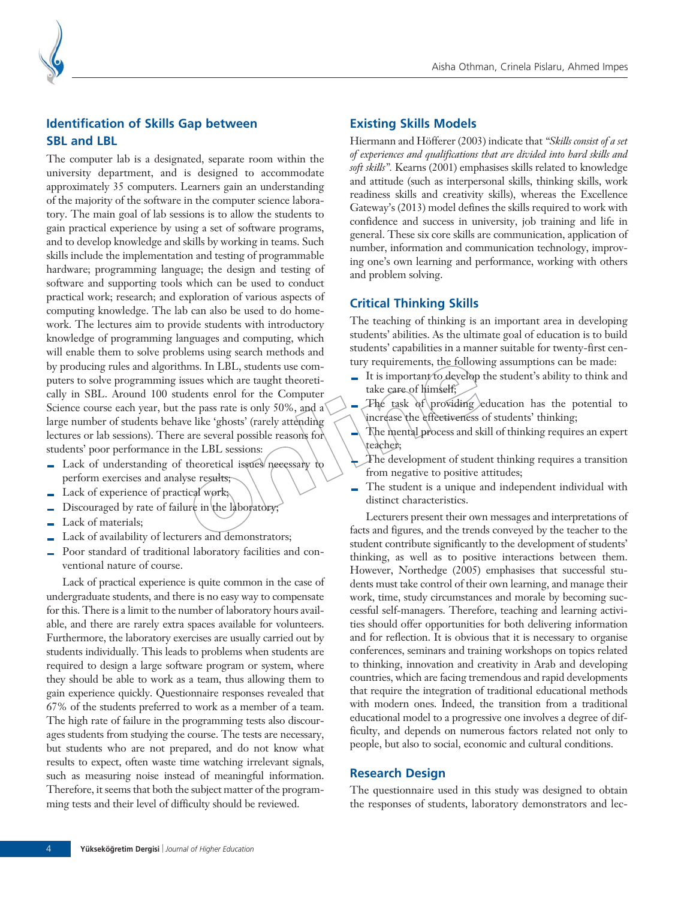## Identification of Skills Gap between SBL and LBL

The computer lab is a designated, separate room within the university department, and is designed to accommodate approximately 35 computers. Learners gain an understanding of the majority of the software in the computer science laboratory. The main goal of lab sessions is to allow the students to gain practical experience by using a set of software programs, and to develop knowledge and skills by working in teams. Such skills include the implementation and testing of programmable hardware; programming language; the design and testing of software and supporting tools which can be used to conduct practical work; research; and exploration of various aspects of computing knowledge. The lab can also be used to do homework. The lectures aim to provide students with introductory knowledge of programming languages and computing, which will enable them to solve problems using search methods and by producing rules and algorithms. In LBL, students use computers to solve programming issues which are taught theoretically in SBL. Around 100 students enrol for the Computer Science course each year, but the pass rate is only 50%, and a large number of students behave like 'ghosts' (rarely attending lectures or lab sessions). There are several possible reasons for students' poor performance in the LBL sessions:

- Lack of understanding of theoretical issues necessary to perform exercises and analyse results;
- Lack of experience of practical work;
- Discouraged by rate of failure in the laboratory;
- Lack of materials;
- Lack of availability of lecturers and demonstrators;
- Poor standard of traditional laboratory facilities and conventional nature of course.

Lack of practical experience is quite common in the case of undergraduate students, and there is no easy way to compensate for this. There is a limit to the number of laboratory hours available, and there are rarely extra spaces available for volunteers. Furthermore, the laboratory exercises are usually carried out by students individually. This leads to problems when students are required to design a large software program or system, where they should be able to work as a team, thus allowing them to gain experience quickly. Questionnaire responses revealed that 67% of the students preferred to work as a member of a team. The high rate of failure in the programming tests also discourages students from studying the course. The tests are necessary, but students who are not prepared, and do not know what results to expect, often waste time watching irrelevant signals, such as measuring noise instead of meaningful information. Therefore, it seems that both the subject matter of the programming tests and their level of difficulty should be reviewed.

## Existing Skills Models

Hiermann and Höfferer (2003) indicate that *"Skills consist of a set of experiences and qualifications that are divided into hard skills and soft skills"*. Kearns (2001) emphasises skills related to knowledge and attitude (such as interpersonal skills, thinking skills, work readiness skills and creativity skills), whereas the Excellence Gateway's (2013) model defines the skills required to work with confidence and success in university, job training and life in general. These six core skills are communication, application of number, information and communication technology, improving one's own learning and performance, working with others and problem solving.

## Critical Thinking Skills

The teaching of thinking is an important area in developing students' abilities. As the ultimate goal of education is to build students' capabilities in a manner suitable for twenty-first century requirements, the following assumptions can be made:

- It is important to develop the student's ability to think and take care of himself;
- The task of providing education has the potential to increase the effectiveness of students' thinking;
- The mental process and skill of thinking requires an expert teacher;
- The development of student thinking requires a transition from negative to positive attitudes;
- The student is a unique and independent individual with distinct characteristics.

Lecturers present their own messages and interpretations of facts and figures, and the trends conveyed by the teacher to the student contribute significantly to the development of students' thinking, as well as to positive interactions between them. However, Northedge (2005) emphasises that successful students must take control of their own learning, and manage their work, time, study circumstances and morale by becoming successful self-managers. Therefore, teaching and learning activities should offer opportunities for both delivering information and for reflection. It is obvious that it is necessary to organise conferences, seminars and training workshops on topics related to thinking, innovation and creativity in Arab and developing countries, which are facing tremendous and rapid developments that require the integration of traditional educational methods with modern ones. Indeed, the transition from a traditional educational model to a progressive one involves a degree of difficulty, and depends on numerous factors related not only to people, but also to social, economic and cultural conditions.

## Research Design

The questionnaire used in this study was designed to obtain the responses of students, laboratory demonstrators and lec-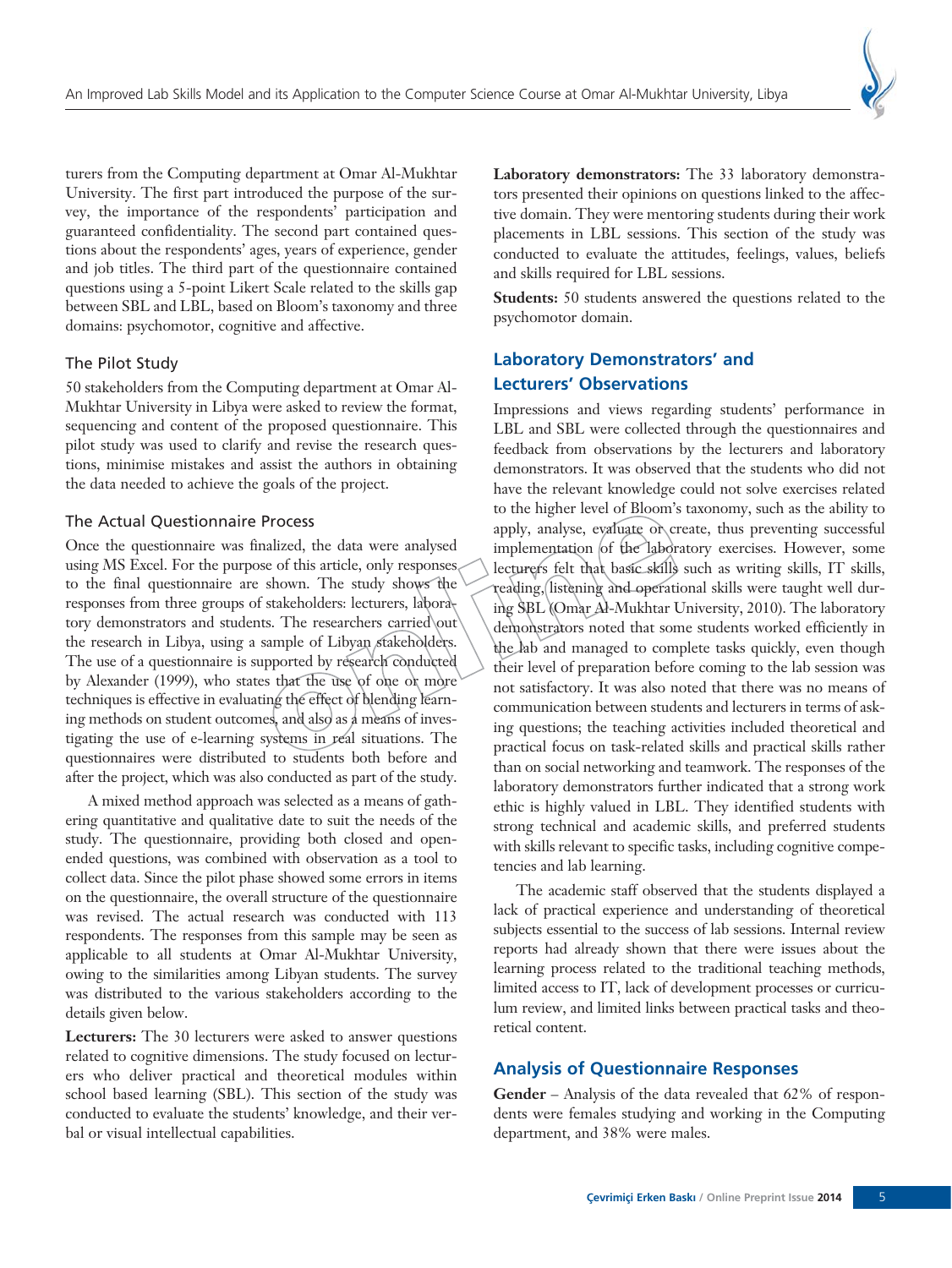turers from the Computing department at Omar Al-Mukhtar University. The first part introduced the purpose of the survey, the importance of the respondents' participation and guaranteed confidentiality. The second part contained questions about the respondents' ages, years of experience, gender and job titles. The third part of the questionnaire contained questions using a 5-point Likert Scale related to the skills gap between SBL and LBL, based on Bloom's taxonomy and three domains: psychomotor, cognitive and affective.

### The Pilot Study

50 stakeholders from the Computing department at Omar Al-Mukhtar University in Libya were asked to review the format, sequencing and content of the proposed questionnaire. This pilot study was used to clarify and revise the research questions, minimise mistakes and assist the authors in obtaining the data needed to achieve the goals of the project.

### The Actual Questionnaire Process

Once the questionnaire was finalized, the data were analysed using MS Excel. For the purpose of this article, only responses to the final questionnaire are shown. The study shows the responses from three groups of stakeholders: lecturers, laboratory demonstrators and students. The researchers carried out the research in Libya, using a sample of Libyan stakeholders. The use of a questionnaire is supported by research conducted by Alexander (1999), who states that the use of one or more techniques is effective in evaluating the effect of blending learning methods on student outcomes, and also as a means of investigating the use of e-learning systems in real situations. The questionnaires were distributed to students both before and after the project, which was also conducted as part of the study.

A mixed method approach was selected as a means of gathering quantitative and qualitative date to suit the needs of the study. The questionnaire, providing both closed and open-ended questions, was combined with observation as a tool to collect data. Since the pilot phase showed some errors in items on the questionnaire, the overall structure of the questionnaire was revised. The actual research was conducted with 113 respondents. The responses from this sample may be seen as applicable to all students at Omar Al-Mukhtar University, owing to the similarities among Libyan students. The survey was distributed to the various stakeholders according to the details given below.

**Lecturers:** The 30 lecturers were asked to answer questions related to cognitive dimensions. The study focused on lecturers who deliver practical and theoretical modules within school based learning (SBL). This section of the study was conducted to evaluate the students' knowledge, and their verbal or visual intellectual capabilities.

**Laboratory demonstrators:** The 33 laboratory demonstrators presented their opinions on questions linked to the affective domain. They were mentoring students during their work placements in LBL sessions. This section of the study was conducted to evaluate the attitudes, feelings, values, beliefs and skills required for LBL sessions.

**Students:** 50 students answered the questions related to the psychomotor domain.

## Laboratory Demonstrators' and Lecturers' Observations

Impressions and views regarding students' performance in LBL and SBL were collected through the questionnaires and feedback from observations by the lecturers and laboratory demonstrators. It was observed that the students who did not have the relevant knowledge could not solve exercises related to the higher level of Bloom's taxonomy, such as the ability to apply, analyse, evaluate or create, thus preventing successful implementation of the laboratory exercises. However, some lecturers felt that basic skills such as writing skills, IT skills, reading, listening and operational skills were taught well during SBL (Omar Al-Mukhtar University, 2010). The laboratory demonstrators noted that some students worked efficiently in the lab and managed to complete tasks quickly, even though their level of preparation before coming to the lab session was not satisfactory. It was also noted that there was no means of communication between students and lecturers in terms of asking questions; the teaching activities included theoretical and practical focus on task-related skills and practical skills rather than on social networking and teamwork. The responses of the laboratory demonstrators further indicated that a strong work ethic is highly valued in LBL. They identified students with strong technical and academic skills, and preferred students with skills relevant to specific tasks, including cognitive competencies and lab learning.

The academic staff observed that the students displayed a lack of practical experience and understanding of theoretical subjects essential to the success of lab sessions. Internal review reports had already shown that there were issues about the learning process related to the traditional teaching methods, limited access to IT, lack of development processes or curriculum review, and limited links between practical tasks and theoretical content.

## Analysis of Questionnaire Responses

**Gender** – Analysis of the data revealed that 62% of respondents were females studying and working in the Computing department, and 38% were males.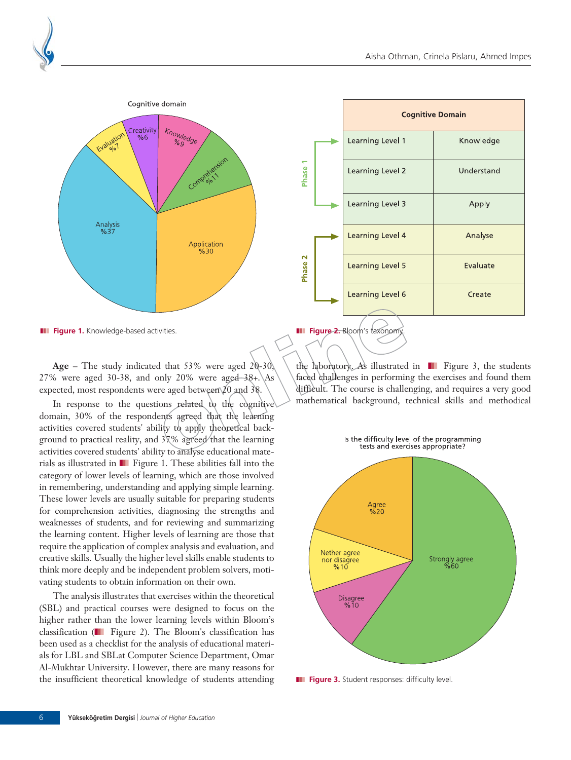Cognitive domain

| Cognitive Domain | |
|---|---|
| Learning Level 1 | Knowledge |
| Learning Level 2 | Understand |
| Learning Level 3 | Apply |
| Learning Level 4 | Analyse |
| Learning Level 5 | Evaluate |
| Learning Level 6 | Create |

**Figure 1.** Knowledge-based activities.

**Figure 2.** Bloom's taxonomy.

**Age** – The study indicated that 53% were aged 20-30, 27% were aged 30-38, and only 20% were aged 38+. As expected, most respondents were aged between 20 and 38.

In response to the questions related to the cognitive domain, 30% of the respondents agreed that the learning activities covered students' ability to apply theoretical background to practical reality, and 37% agreed that the learning activities covered students' ability to analyse educational materials as illustrated in Figure 1. These abilities fall into the category of lower levels of learning, which are those involved in remembering, understanding and applying simple learning. These lower levels are usually suitable for preparing students for comprehension activities, diagnosing the strengths and weaknesses of students, and for reviewing and summarizing the learning content. Higher levels of learning are those that require the application of complex analysis and evaluation, and creative skills. Usually the higher level skills enable students to think more deeply and be independent problem solvers, motivating students to obtain information on their own.

The analysis illustrates that exercises within the theoretical (SBL) and practical courses were designed to focus on the higher rather than the lower learning levels within Bloom's classification (Figure 2). The Bloom's classification has been used as a checklist for the analysis of educational materials for LBL and SBLat Computer Science Department, Omar Al-Mukhtar University. However, there are many reasons for the insufficient theoretical knowledge of students attending the laboratory. As illustrated in Figure 3, the students faced challenges in performing the exercises and found them difficult. The course is challenging, and requires a very good mathematical background, technical skills and methodical

Is the difficulty level of the programming tests and exercises appropriate?

**Figure 3.** Student responses: difficulty level.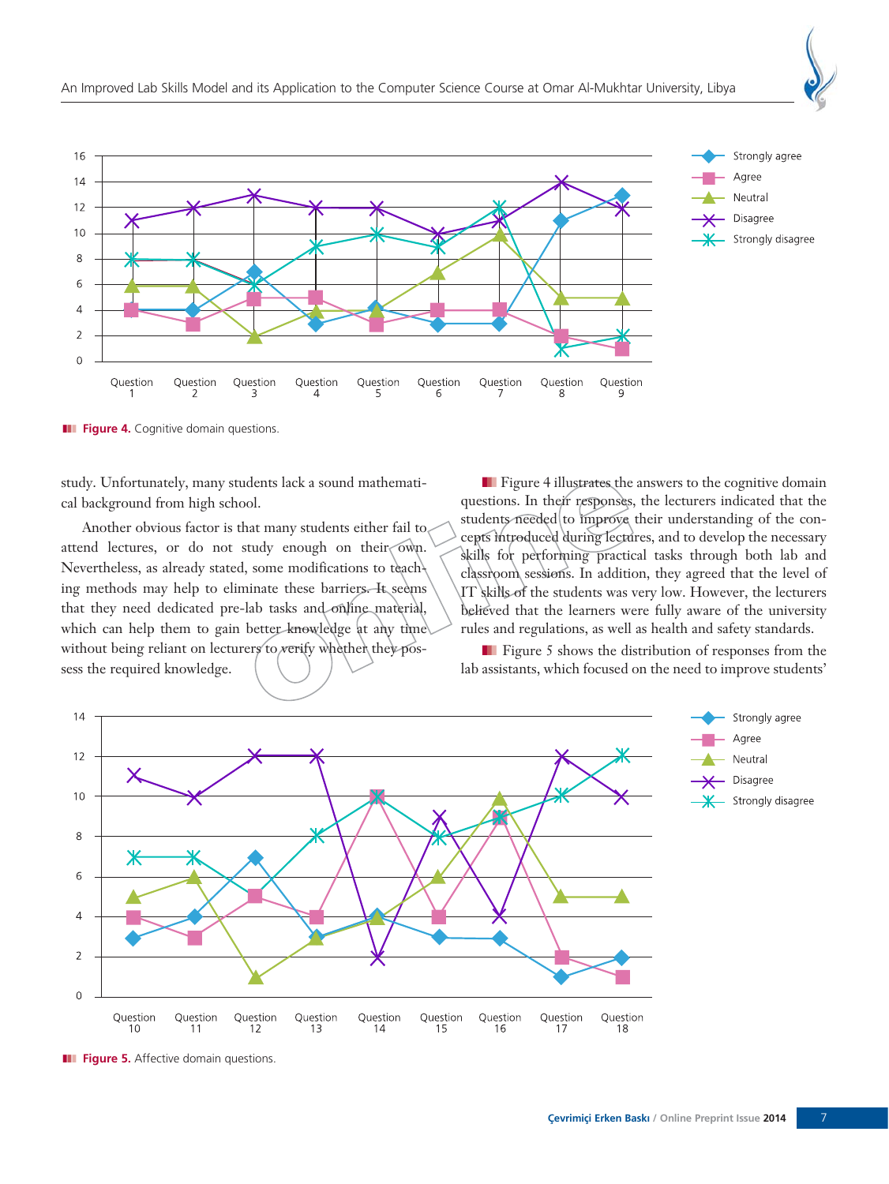Figure 4. Cognitive domain questions.

study. Unfortunately, many students lack a sound mathematical background from high school.

Another obvious factor is that many students either fail to attend lectures, or do not study enough on their own. Nevertheless, as already stated, some modifications to teaching methods may help to eliminate these barriers. It seems that they need dedicated pre-lab tasks and online material, which can help them to gain better knowledge at any time without being reliant on lecturers to verify whether they possess the required knowledge.

Figure 4 illustrates the answers to the cognitive domain questions. In their responses, the lecturers indicated that the students needed to improve their understanding of the concepts introduced during lectures, and to develop the necessary skills for performing practical tasks through both lab and classroom sessions. In addition, they agreed that the level of IT skills of the students was very low. However, the lecturers believed that the learners were fully aware of the university rules and regulations, as well as health and safety standards.

Figure 5 shows the distribution of responses from the lab assistants, which focused on the need to improve students'

Figure 5. Affective domain questions.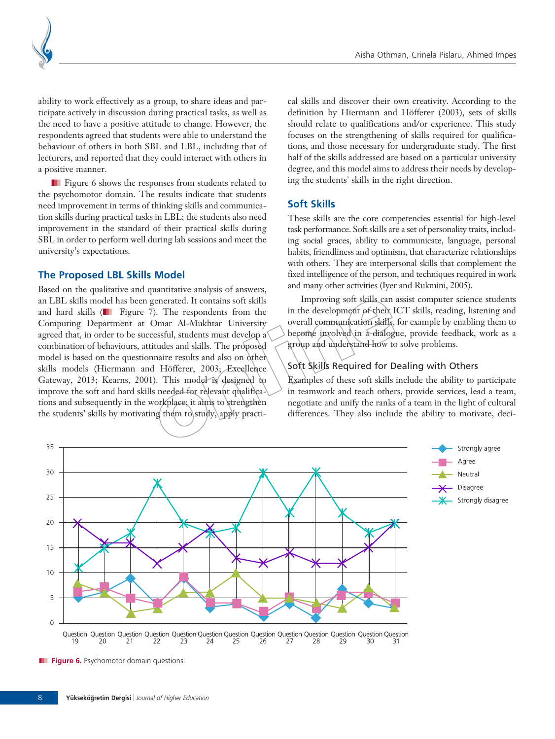ability to work effectively as a group, to share ideas and participate actively in discussion during practical tasks, as well as the need to have a positive attitude to change. However, the respondents agreed that students were able to understand the behaviour of others in both SBL and LBL, including that of lecturers, and reported that they could interact with others in a positive manner.

Figure 6 shows the responses from students related to the psychomotor domain. The results indicate that students need improvement in terms of thinking skills and communication skills during practical tasks in LBL; the students also need improvement in the standard of their practical skills during SBL in order to perform well during lab sessions and meet the university's expectations.

## The Proposed LBL Skills Model

Based on the qualitative and quantitative analysis of answers, an LBL skills model has been generated. It contains soft skills and hard skills (Figure 7). The respondents from the Computing Department at Omar Al-Mukhtar University agreed that, in order to be successful, students must develop a combination of behaviours, attitudes and skills. The proposed model is based on the questionnaire results and also on other skills models (Hiermann and Höfferer, 2003; Excellence Gateway, 2013; Kearns, 2001). This model is designed to improve the soft and hard skills needed for relevant qualifications and subsequently in the workplace; it aims to strengthen the students' skills by motivating them to study, apply practical skills and discover their own creativity. According to the definition by Hiermann and Höfferer (2003), sets of skills should relate to qualifications and/or experience. This study focuses on the strengthening of skills required for qualifications, and those necessary for undergraduate study. The first half of the skills addressed are based on a particular university degree, and this model aims to address their needs by developing the students' skills in the right direction.

## Soft Skills

These skills are the core competencies essential for high-level task performance. Soft skills are a set of personality traits, including social graces, ability to communicate, language, personal habits, friendliness and optimism, that characterize relationships with others. They are interpersonal skills that complement the fixed intelligence of the person, and techniques required in work and many other activities (Iyer and Rukmini, 2005).

Improving soft skills can assist computer science students in the development of their ICT skills, reading, listening and overall communication skills, for example by enabling them to become involved in a dialogue, provide feedback, work as a group and understand how to solve problems.

### Soft Skills Required for Dealing with Others

Examples of these soft skills include the ability to participate in teamwork and teach others, provide services, lead a team, negotiate and unify the ranks of a team in the light of cultural differences. They also include the ability to motivate, deci-

**Figure 6.** Psychomotor domain questions.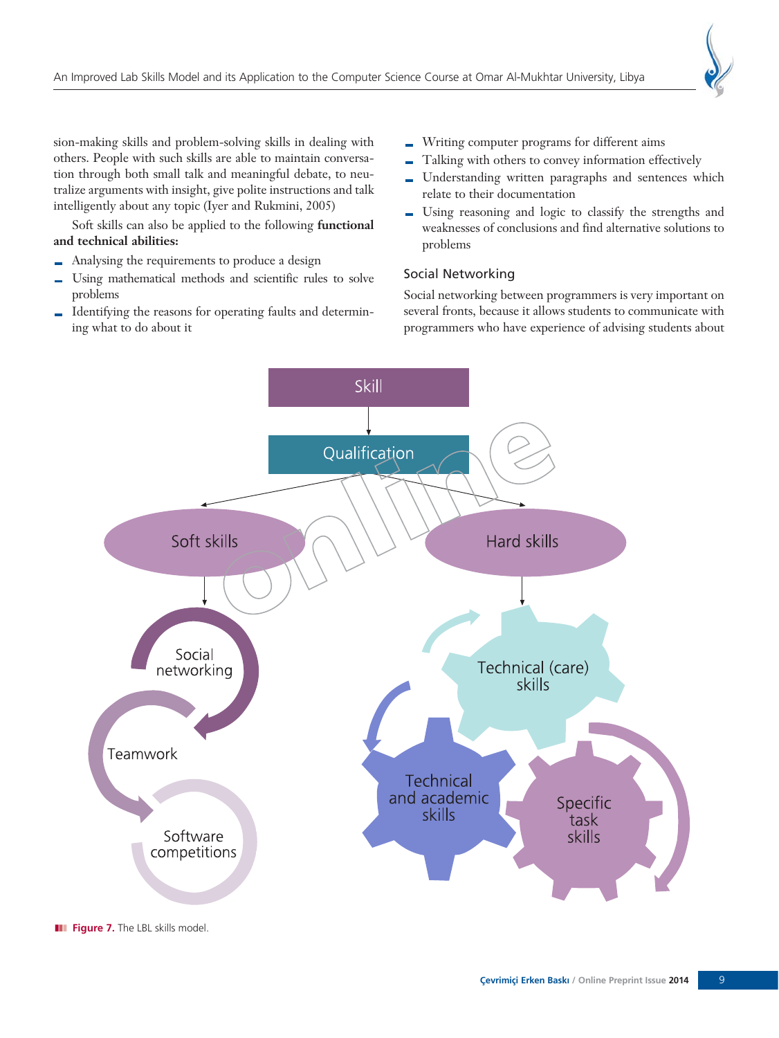sion-making skills and problem-solving skills in dealing with others. People with such skills are able to maintain conversation through both small talk and meaningful debate, to neutralize arguments with insight, give polite instructions and talk intelligently about any topic (Iyer and Rukmini, 2005)

Soft skills can also be applied to the following **functional and technical abilities:**

- Analysing the requirements to produce a design
- Using mathematical methods and scientific rules to solve problems
- Identifying the reasons for operating faults and determining what to do about it
- Writing computer programs for different aims
- Talking with others to convey information effectively
- Understanding written paragraphs and sentences which relate to their documentation
- Using reasoning and logic to classify the strengths and weaknesses of conclusions and find alternative solutions to problems

### Social Networking

Social networking between programmers is very important on several fronts, because it allows students to communicate with programmers who have experience of advising students about

Figure 7. The LBL skills model.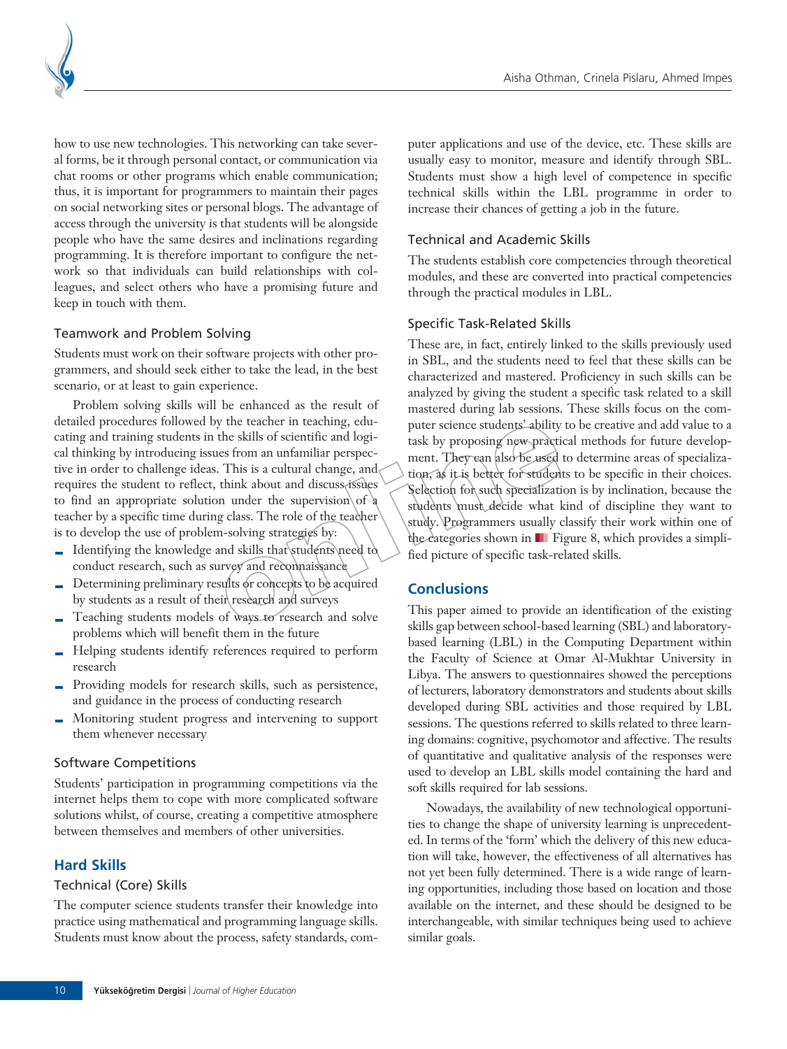how to use new technologies. This networking can take several forms, be it through personal contact, or communication via chat rooms or other programs which enable communication; thus, it is important for programmers to maintain their pages on social networking sites or personal blogs. The advantage of access through the university is that students will be alongside people who have the same desires and inclinations regarding programming. It is therefore important to configure the network so that individuals can build relationships with colleagues, and select others who have a promising future and keep in touch with them.

### Teamwork and Problem Solving

Students must work on their software projects with other programmers, and should seek either to take the lead, in the best scenario, or at least to gain experience.

Problem solving skills will be enhanced as the result of detailed procedures followed by the teacher in teaching, educating and training students in the skills of scientific and logical thinking by introducing issues from an unfamiliar perspective in order to challenge ideas. This is a cultural change, and requires the student to reflect, think about and discuss issues to find an appropriate solution under the supervision of a teacher by a specific time during class. The role of the teacher is to develop the use of problem-solving strategies by:

- Identifying the knowledge and skills that students need to conduct research, such as survey and reconnaissance
- Determining preliminary results or concepts to be acquired by students as a result of their research and surveys
- Teaching students models of ways to research and solve problems which will benefit them in the future
- Helping students identify references required to perform research
- Providing models for research skills, such as persistence, and guidance in the process of conducting research
- Monitoring student progress and intervening to support them whenever necessary

### Software Competitions

Students' participation in programming competitions via the internet helps them to cope with more complicated software solutions whilst, of course, creating a competitive atmosphere between themselves and members of other universities.

## Hard Skills

### Technical (Core) Skills

The computer science students transfer their knowledge into practice using mathematical and programming language skills. Students must know about the process, safety standards, computer applications and use of the device, etc. These skills are usually easy to monitor, measure and identify through SBL. Students must show a high level of competence in specific technical skills within the LBL programme in order to increase their chances of getting a job in the future.

### Technical and Academic Skills

The students establish core competencies through theoretical modules, and these are converted into practical competencies through the practical modules in LBL.

### Specific Task-Related Skills

These are, in fact, entirely linked to the skills previously used in SBL, and the students need to feel that these skills can be characterized and mastered. Proficiency in such skills can be analyzed by giving the student a specific task related to a skill mastered during lab sessions. These skills focus on the computer science students' ability to be creative and add value to a task by proposing new practical methods for future development. They can also be used to determine areas of specialization, as it is better for students to be specific in their choices. Selection for such specialization is by inclination, because the students must decide what kind of discipline they want to study. Programmers usually classify their work within one of the categories shown in Figure 8, which provides a simplified picture of specific task-related skills.

## Conclusions

This paper aimed to provide an identification of the existing skills gap between school-based learning (SBL) and laboratory-based learning (LBL) in the Computing Department within the Faculty of Science at Omar Al-Mukhtar University in Libya. The answers to questionnaires showed the perceptions of lecturers, laboratory demonstrators and students about skills developed during SBL activities and those required by LBL sessions. The questions referred to skills related to three learning domains: cognitive, psychomotor and affective. The results of quantitative and qualitative analysis of the responses were used to develop an LBL skills model containing the hard and soft skills required for lab sessions.

Nowadays, the availability of new technological opportunities to change the shape of university learning is unprecedented. In terms of the 'form' which the delivery of this new education will take, however, the effectiveness of all alternatives has not yet been fully determined. There is a wide range of learning opportunities, including those based on location and those available on the internet, and these should be designed to be interchangeable, with similar techniques being used to achieve similar goals.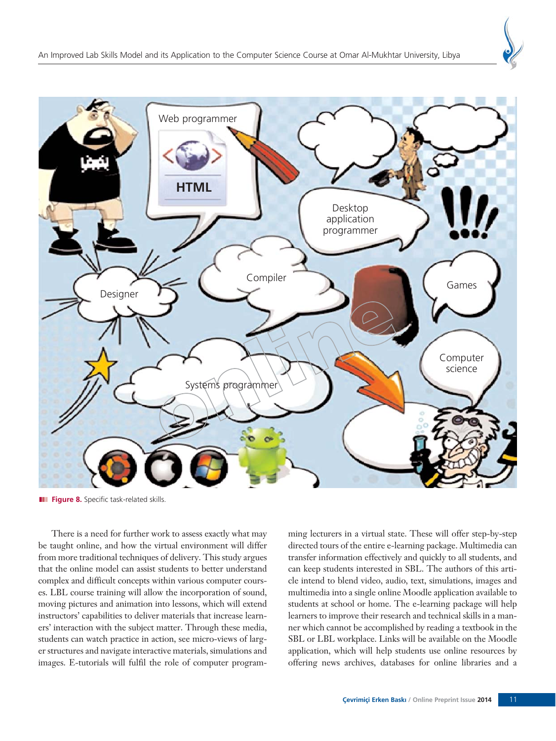Figure 8. Specific task-related skills.

There is a need for further work to assess exactly what may be taught online, and how the virtual environment will differ from more traditional techniques of delivery. This study argues that the online model can assist students to better understand complex and difficult concepts within various computer courses. LBL course training will allow the incorporation of sound, moving pictures and animation into lessons, which will extend instructors' capabilities to deliver materials that increase learners' interaction with the subject matter. Through these media, students can watch practice in action, see micro-views of larger structures and navigate interactive materials, simulations and images. E-tutorials will fulfil the role of computer programming lecturers in a virtual state. These will offer step-by-step directed tours of the entire e-learning package. Multimedia can transfer information effectively and quickly to all students, and can keep students interested in SBL. The authors of this article intend to blend video, audio, text, simulations, images and multimedia into a single online Moodle application available to students at school or home. The e-learning package will help learners to improve their research and technical skills in a manner which cannot be accomplished by reading a textbook in the SBL or LBL workplace. Links will be available on the Moodle application, which will help students use online resources by offering news archives, databases for online libraries and a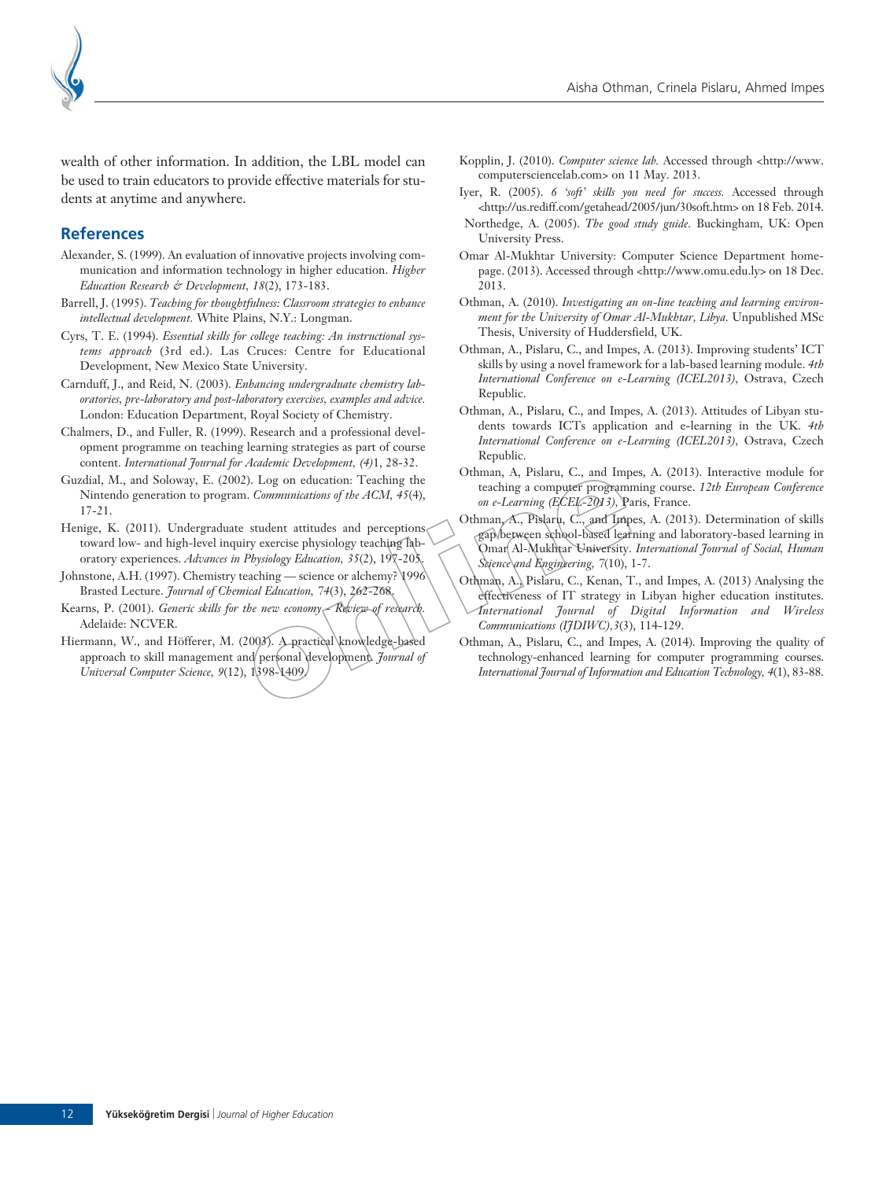wealth of other information. In addition, the LBL model can be used to train educators to provide effective materials for students at anytime and anywhere.

## References

Alexander, S. (1999). An evaluation of innovative projects involving communication and information technology in higher education. *Higher Education Research & Development, 18*(2), 173-183.

Barrell, J. (1995). *Teaching for thoughtfulness: Classroom strategies to enhance intellectual development.* White Plains, N.Y.: Longman.

Cyrs, T. E. (1994). *Essential skills for college teaching: An instructional systems approach* (3rd ed.). Las Cruces: Centre for Educational Development, New Mexico State University.

Carnduff, J., and Reid, N. (2003). *Enhancing undergraduate chemistry laboratories, pre-laboratory and post-laboratory exercises, examples and advice.* London: Education Department, Royal Society of Chemistry.

Chalmers, D., and Fuller, R. (1999). Research and a professional development programme on teaching learning strategies as part of course content. *International Journal for Academic Development, (4)*1, 28-32.

Guzdial, M., and Soloway, E. (2002). Log on education: Teaching the Nintendo generation to program. *Communications of the ACM, 45*(4), 17-21.

Henige, K. (2011). Undergraduate student attitudes and perceptions toward low- and high-level inquiry exercise physiology teaching laboratory experiences. *Advances in Physiology Education, 35*(2), 197-205.

Johnstone, A.H. (1997). Chemistry teaching — science or alchemy? 1996 Brasted Lecture. *Journal of Chemical Education, 74*(3), 262-268.

Kearns, P. (2001). *Generic skills for the new economy - Review of research.* Adelaide: NCVER.

Hiermann, W., and Höfferer, M. (2003). A practical knowledge-based approach to skill management and personal development. *Journal of Universal Computer Science, 9*(12), 1398-1409.

Kopplin, J. (2010). *Computer science lab.* Accessed through <http://www.computersciencelab.com> on 11 May. 2013.

Iyer, R. (2005). *6 'soft' skills you need for success.* Accessed through <http://us.rediff.com/getahead/2005/jun/30soft.htm> on 18 Feb. 2014.

Northedge, A. (2005). *The good study guide.* Buckingham, UK: Open University Press.

Omar Al-Mukhtar University: Computer Science Department homepage. (2013). Accessed through <http://www.omu.edu.ly> on 18 Dec. 2013.

Othman, A. (2010). *Investigating an on-line teaching and learning environment for the University of Omar Al-Mukhtar, Libya.* Unpublished MSc Thesis, University of Huddersfield, UK.

Othman, A., Pislaru, C., and Impes, A. (2013). Improving students' ICT skills by using a novel framework for a lab-based learning module. *4th International Conference on e-Learning (ICEL2013)*, Ostrava, Czech Republic.

Othman, A., Pislaru, C., and Impes, A. (2013). Attitudes of Libyan students towards ICTs application and e-learning in the UK. *4th International Conference on e-Learning (ICEL2013)*, Ostrava, Czech Republic.

Othman, A, Pislaru, C., and Impes, A. (2013). Interactive module for teaching a computer programming course. *12th European Conference on e-Learning (ECEL-2013)*, Paris, France.

Othman, A., Pislaru, C., and Impes, A. (2013). Determination of skills gap between school-based learning and laboratory-based learning in Omar Al-Mukhtar University. *International Journal of Social, Human Science and Engineering,* 7(10), 1-7.

Othman, A., Pislaru, C., Kenan, T., and Impes, A. (2013) Analysing the effectiveness of IT strategy in Libyan higher education institutes. *International Journal of Digital Information and Wireless Communications (IJDIWC),3*(3), 114-129.

Othman, A., Pislaru, C., and Impes, A. (2014). Improving the quality of technology-enhanced learning for computer programming courses. *International Journal of Information and Education Technology, 4*(1), 83-88.